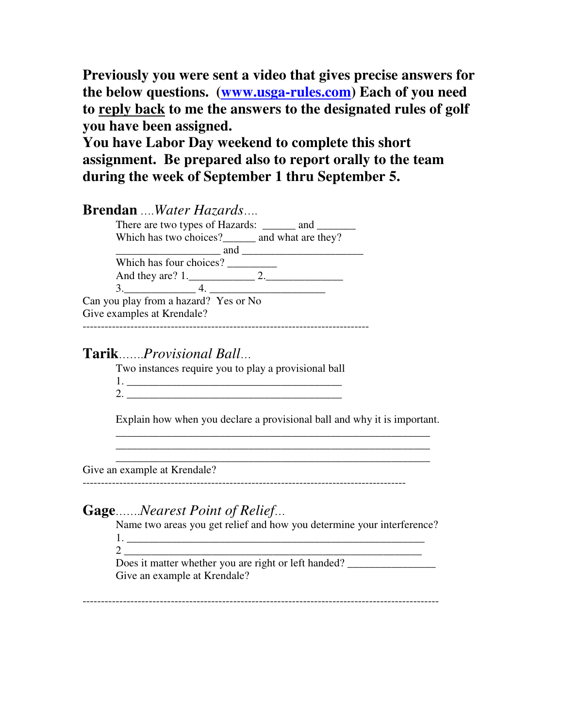**Previously you were sent a video that gives precise answers for the below questions. ([www.usga-rules.com](www.usga-rules.com)) Each of you need to reply back to me the answers to the designated rules of golf you have been assigned.**

**You have Labor Day weekend to complete this short assignment. Be prepared also to report orally to the team during the week of September 1 thru September 5.**

## **Brendan** ....*Water Hazards*....

There are two types of Hazards: ______ and _______

Which has two choices?______ and what are they?

___________________ and ______________________

Which has four choices? _________

And they are? 1.____________ 2.______________

3.____________ 4. _____________________

Can you play from a hazard? Yes or No

Give examples at Krendale?

---

## **Tarik**.......*Provisional Ball*...

Two instances require you to play a provisional ball

1. ________________________________________
2. ________________________________________

Explain how when you declare a provisional ball and why it is important.

___________________________________________________________

___________________________________________________________

___________________________________________________________

Give an example at Krendale?

---

## **Gage**.......*Nearest Point of Relief*...

Name two areas you get relief and how you determine your interference?

1. _______________________________________________________

2 _______________________________________________________

Does it matter whether you are right or left handed? ________________

Give an example at Krendale?

---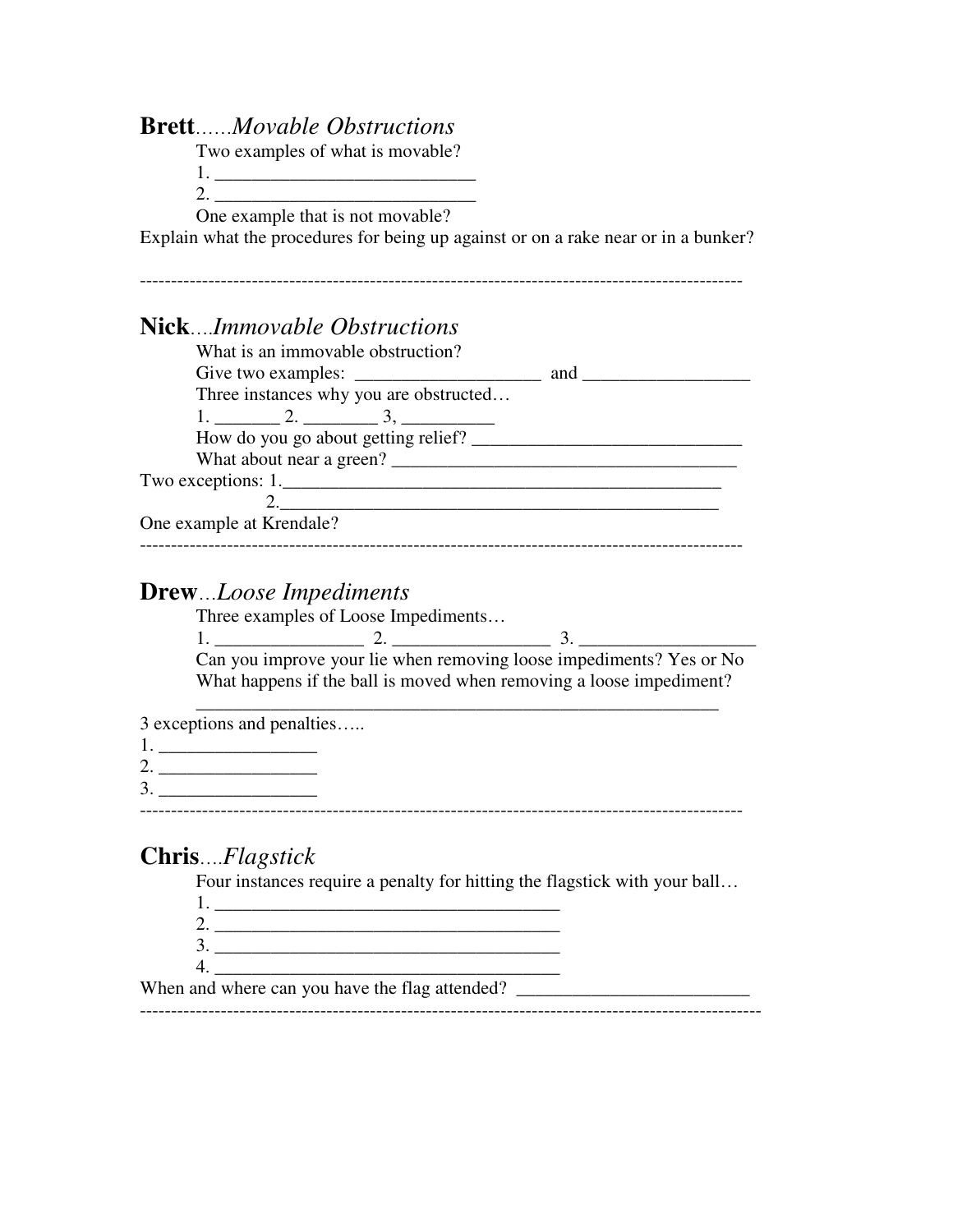**Brett**......*Movable Obstructions*

Two examples of what is movable?

1. ____________________________
2. ____________________________

One example that is not movable?

Explain what the procedures for being up against or on a rake near or in a bunker?

---

**Nick**....*Immovable Obstructions*

What is an immovable obstruction?

Give two examples: ____________________ and __________________

Three instances why you are obstructed…

1. _______ 2. ________ 3, __________

How do you go about getting relief? ______________________________

What about near a green? ______________________________________

Two exceptions: 1.__________________________________________________

2.__________________________________________________

One example at Krendale?

---

**Drew**...*Loose Impediments*

Three examples of Loose Impediments…

1. ________________ 2. _________________ 3. ___________________

Can you improve your lie when removing loose impediments? Yes or No

What happens if the ball is moved when removing a loose impediment?

___________________________________________________________

3 exceptions and penalties…..

1. _________________
2. _________________
3. _________________

---

**Chris**....*Flagstick*

Four instances require a penalty for hitting the flagstick with your ball…

1. ______________________________________
2. ______________________________________
3. ______________________________________
4. ______________________________________

When and where can you have the flag attended? __________________________

---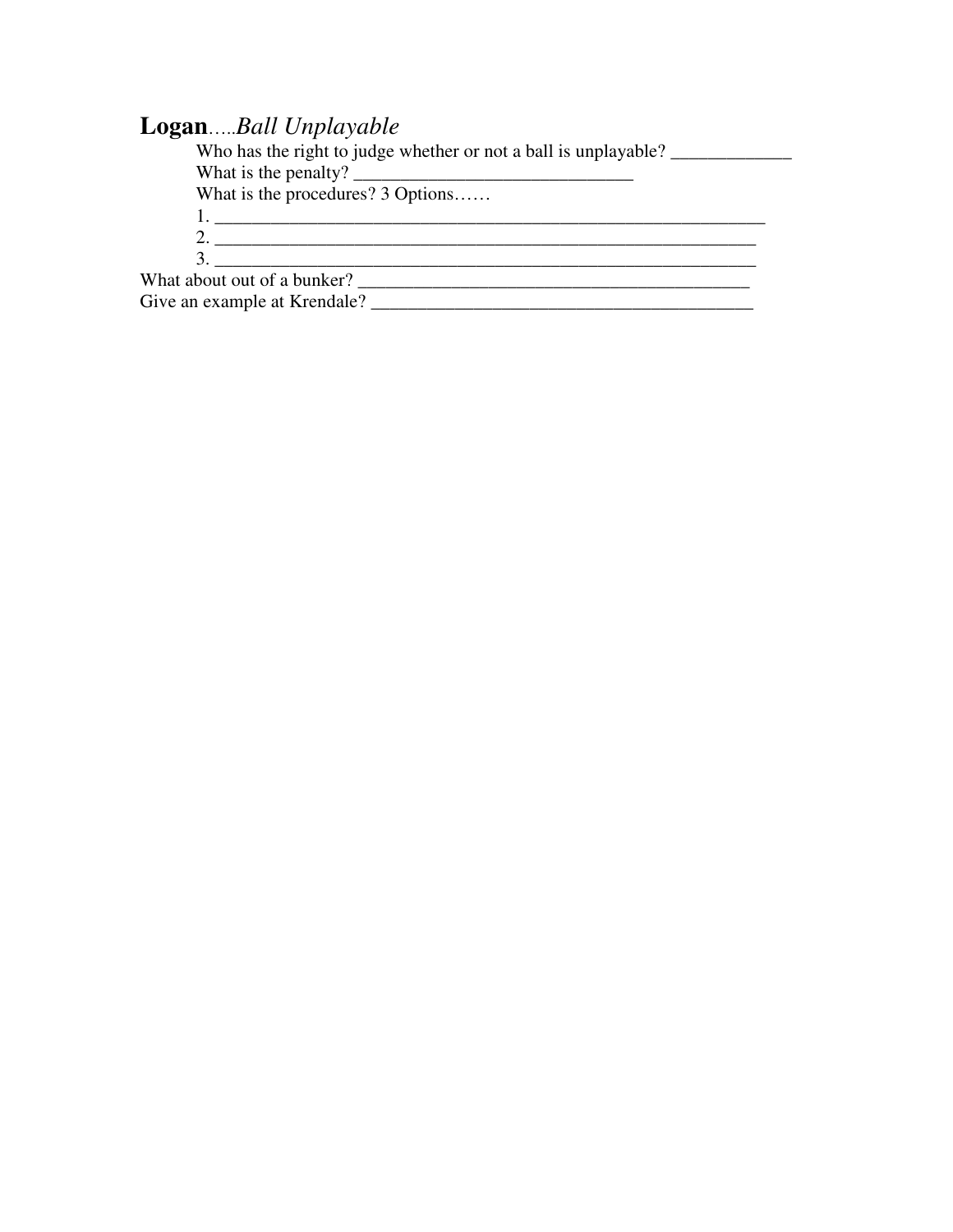**Logan**.....*Ball Unplayable*

Who has the right to judge whether or not a ball is unplayable? _____________

What is the penalty? ______________________________

What is the procedures? 3 Options……

1. ____________________________________________________________
2. ____________________________________________________________
3. ____________________________________________________________

What about out of a bunker? ___________________________________________

Give an example at Krendale? __________________________________________